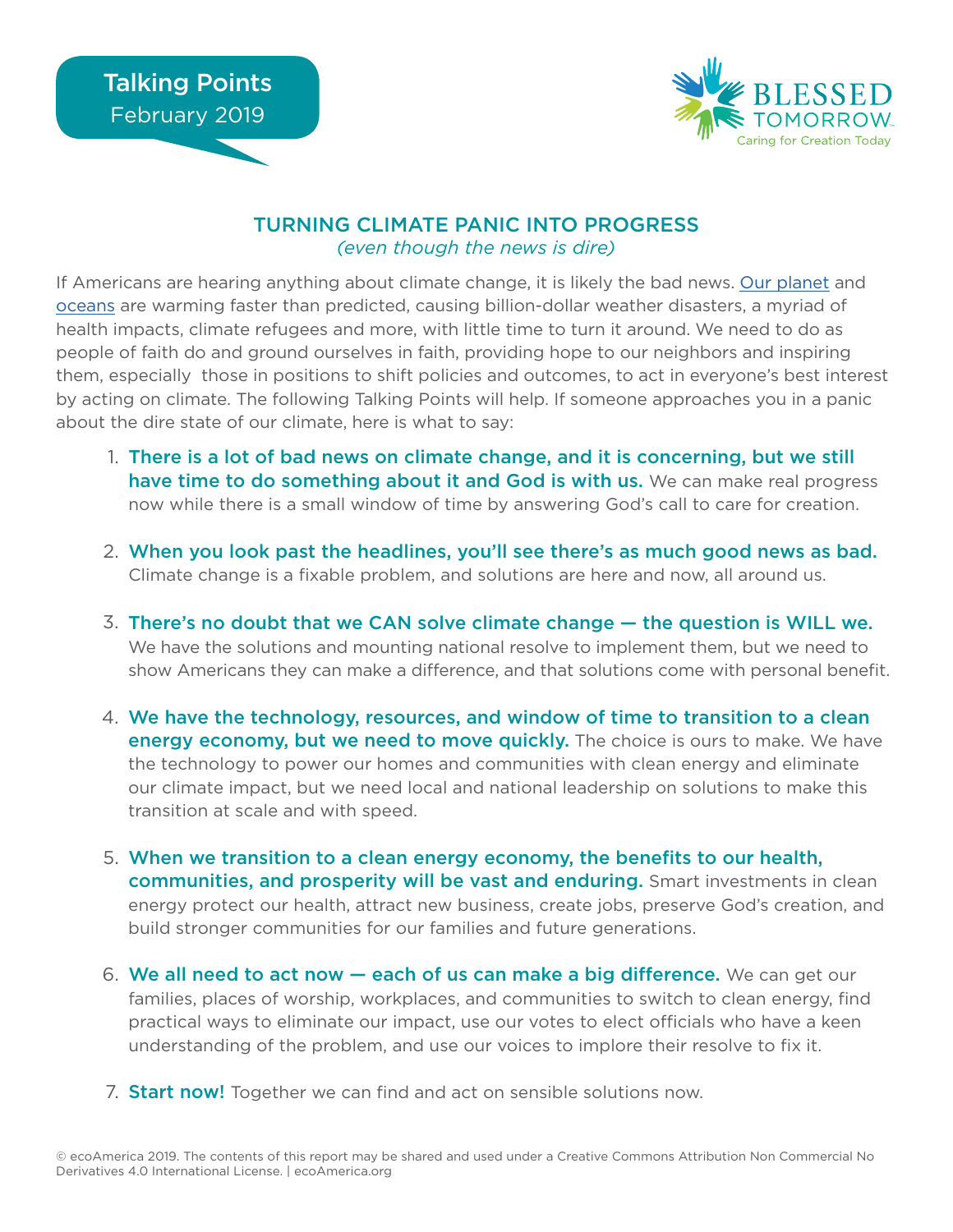Talking Points
February 2019

BLESSED TOMORROW
Caring for Creation Today

## TURNING CLIMATE PANIC INTO PROGRESS

*(even though the news is dire)*

If Americans are hearing anything about climate change, it is likely the bad news. Our planet and oceans are warming faster than predicted, causing billion-dollar weather disasters, a myriad of health impacts, climate refugees and more, with little time to turn it around. We need to do as people of faith do and ground ourselves in faith, providing hope to our neighbors and inspiring them, especially those in positions to shift policies and outcomes, to act in everyone's best interest by acting on climate. The following Talking Points will help. If someone approaches you in a panic about the dire state of our climate, here is what to say:

1. **There is a lot of bad news on climate change, and it is concerning, but we still have time to do something about it and God is with us.** We can make real progress now while there is a small window of time by answering God's call to care for creation.

2. **When you look past the headlines, you'll see there's as much good news as bad.** Climate change is a fixable problem, and solutions are here and now, all around us.

3. **There's no doubt that we CAN solve climate change — the question is WILL we.** We have the solutions and mounting national resolve to implement them, but we need to show Americans they can make a difference, and that solutions come with personal benefit.

4. **We have the technology, resources, and window of time to transition to a clean energy economy, but we need to move quickly.** The choice is ours to make. We have the technology to power our homes and communities with clean energy and eliminate our climate impact, but we need local and national leadership on solutions to make this transition at scale and with speed.

5. **When we transition to a clean energy economy, the benefits to our health, communities, and prosperity will be vast and enduring.** Smart investments in clean energy protect our health, attract new business, create jobs, preserve God's creation, and build stronger communities for our families and future generations.

6. **We all need to act now — each of us can make a big difference.** We can get our families, places of worship, workplaces, and communities to switch to clean energy, find practical ways to eliminate our impact, use our votes to elect officials who have a keen understanding of the problem, and use our voices to implore their resolve to fix it.

7. **Start now!** Together we can find and act on sensible solutions now.

© ecoAmerica 2019. The contents of this report may be shared and used under a Creative Commons Attribution Non Commercial No Derivatives 4.0 International License. | ecoAmerica.org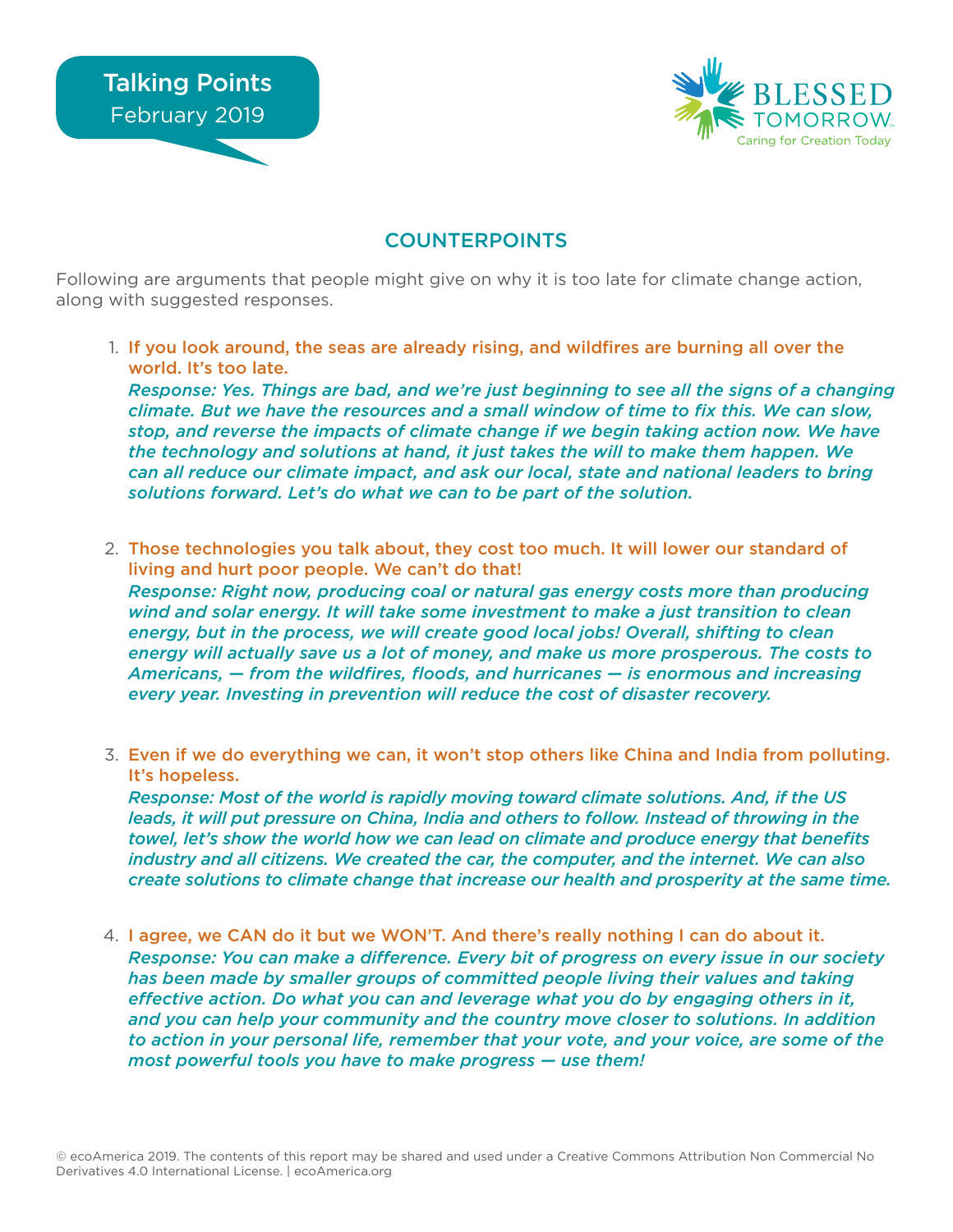Talking Points
February 2019

BLESSED TOMORROW
Caring for Creation Today

## COUNTERPOINTS

Following are arguments that people might give on why it is too late for climate change action, along with suggested responses.

1. **If you look around, the seas are already rising, and wildfires are burning all over the world. It's too late.**
   ***Response: Yes. Things are bad, and we're just beginning to see all the signs of a changing climate. But we have the resources and a small window of time to fix this. We can slow, stop, and reverse the impacts of climate change if we begin taking action now. We have the technology and solutions at hand, it just takes the will to make them happen. We can all reduce our climate impact, and ask our local, state and national leaders to bring solutions forward. Let's do what we can to be part of the solution.***

2. **Those technologies you talk about, they cost too much. It will lower our standard of living and hurt poor people. We can't do that!**
   ***Response: Right now, producing coal or natural gas energy costs more than producing wind and solar energy. It will take some investment to make a just transition to clean energy, but in the process, we will create good local jobs! Overall, shifting to clean energy will actually save us a lot of money, and make us more prosperous. The costs to Americans, — from the wildfires, floods, and hurricanes — is enormous and increasing every year. Investing in prevention will reduce the cost of disaster recovery.***

3. **Even if we do everything we can, it won't stop others like China and India from polluting. It's hopeless.**
   ***Response: Most of the world is rapidly moving toward climate solutions. And, if the US leads, it will put pressure on China, India and others to follow. Instead of throwing in the towel, let's show the world how we can lead on climate and produce energy that benefits industry and all citizens. We created the car, the computer, and the internet. We can also create solutions to climate change that increase our health and prosperity at the same time.***

4. **I agree, we CAN do it but we WON'T. And there's really nothing I can do about it.**
   ***Response: You can make a difference. Every bit of progress on every issue in our society has been made by smaller groups of committed people living their values and taking effective action. Do what you can and leverage what you do by engaging others in it, and you can help your community and the country move closer to solutions. In addition to action in your personal life, remember that your vote, and your voice, are some of the most powerful tools you have to make progress — use them!***

© ecoAmerica 2019. The contents of this report may be shared and used under a Creative Commons Attribution Non Commercial No Derivatives 4.0 International License. | ecoAmerica.org